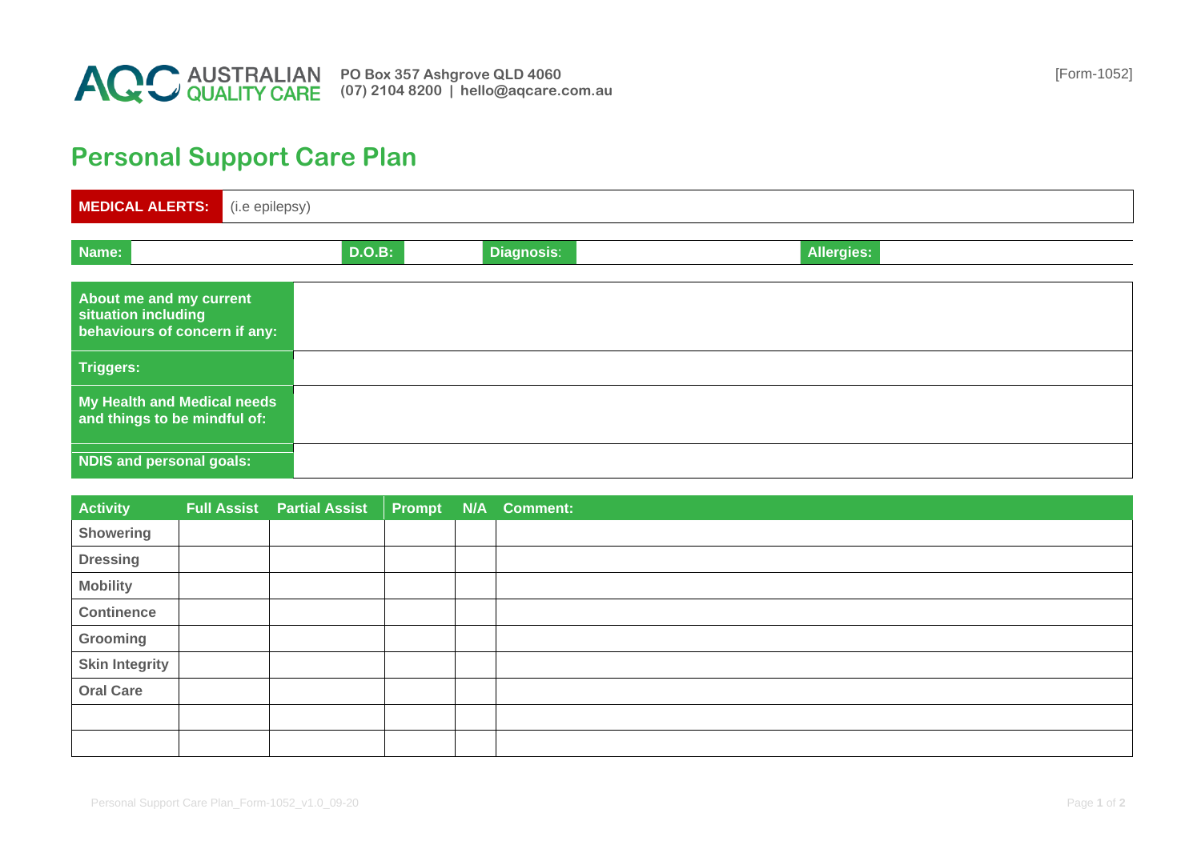AUSTRALIAN QUALITY CARE

**PO Box 357 Ashgrove QLD 4060**
**(07) 2104 8200 | hello@aqcare.com.au**

[Form-1052]

# Personal Support Care Plan

| **MEDICAL ALERTS:** | (i.e epilepsy) |
|---|---|

| **Name:** | | **D.O.B:** | | **Diagnosis:** | | **Allergies:** | |
|---|---|---|---|---|---|---|---|

| | |
|---|---|
| **About me and my current situation including behaviours of concern if any:** | |
| **Triggers:** | |
| **My Health and Medical needs and things to be mindful of:** | |
| **NDIS and personal goals:** | |

| Activity | Full Assist | Partial Assist | Prompt | N/A | Comment: |
|---|---|---|---|---|---|
| **Showering** | | | | | |
| **Dressing** | | | | | |
| **Mobility** | | | | | |
| **Continence** | | | | | |
| **Grooming** | | | | | |
| **Skin Integrity** | | | | | |
| **Oral Care** | | | | | |
| | | | | | |
| | | | | | |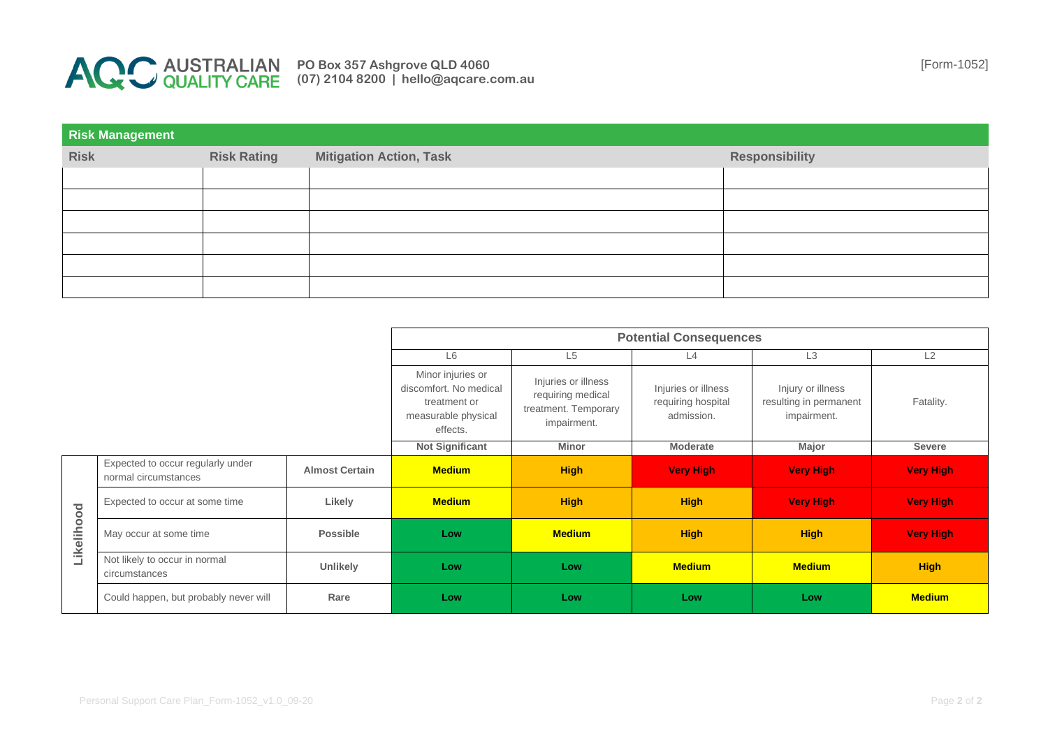**AQC AUSTRALIAN QUALITY CARE** PO Box 357 Ashgrove QLD 4060
(07) 2104 8200 | hello@aqcare.com.au

[Form-1052]

## Risk Management

| Risk | Risk Rating | Mitigation Action, Task | Responsibility |
|---|---|---|---|
| | | | |
| | | | |
| | | | |
| | | | |
| | | | |
| | | | |

| | | | Potential Consequences | | | | |
|---|---|---|---|---|---|---|---|
| | | | L6 | L5 | L4 | L3 | L2 |
| | | | Minor injuries or discomfort. No medical treatment or measurable physical effects. | Injuries or illness requiring medical treatment. Temporary impairment. | Injuries or illness requiring hospital admission. | Injury or illness resulting in permanent impairment. | Fatality. |
| | | | **Not Significant** | **Minor** | **Moderate** | **Major** | **Severe** |
| **Likelihood** | Expected to occur regularly under normal circumstances | **Almost Certain** | **Medium** | **High** | **Very High** | **Very High** | **Very High** |
| | Expected to occur at some time | **Likely** | **Medium** | **High** | **High** | **Very High** | **Very High** |
| | May occur at some time | **Possible** | **Low** | **Medium** | **High** | **High** | **Very High** |
| | Not likely to occur in normal circumstances | **Unlikely** | **Low** | **Low** | **Medium** | **Medium** | **High** |
| | Could happen, but probably never will | **Rare** | **Low** | **Low** | **Low** | **Low** | **Medium** |

Personal Support Care Plan_Form-1052_v1.0_09-20